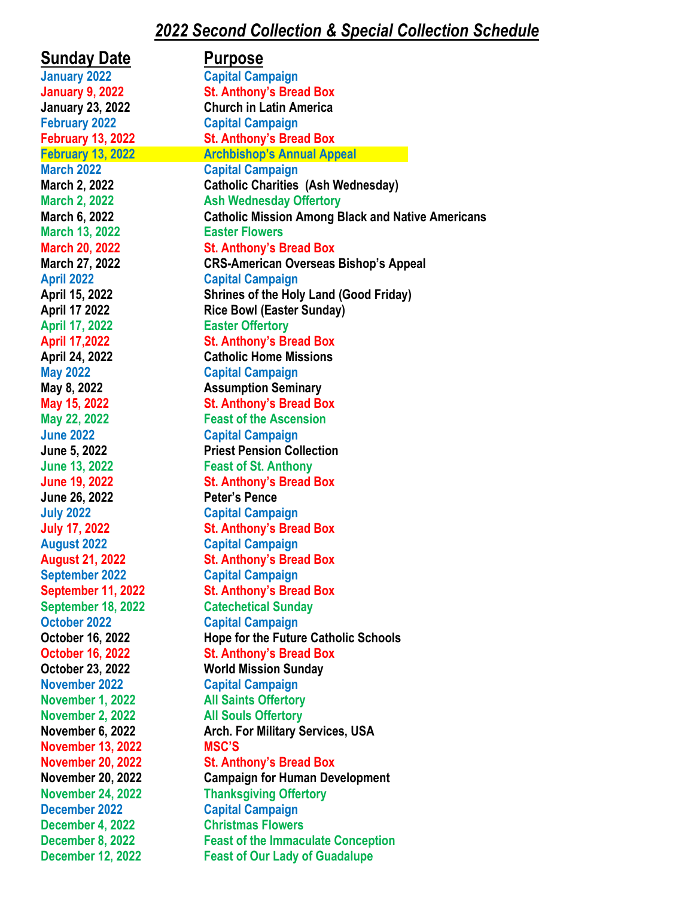## *2022 Second Collection & Special Collection Schedule*

| Sunday Date | Purpose |
|---|---|
| January 2022 | Capital Campaign |
| January 9, 2022 | St. Anthony's Bread Box |
| January 23, 2022 | Church in Latin America |
| February 2022 | Capital Campaign |
| February 13, 2022 | St. Anthony's Bread Box |
| February 13, 2022 | Archbishop's Annual Appeal |
| March 2022 | Capital Campaign |
| March 2, 2022 | Catholic Charities (Ash Wednesday) |
| March 2, 2022 | Ash Wednesday Offertory |
| March 6, 2022 | Catholic Mission Among Black and Native Americans |
| March 13, 2022 | Easter Flowers |
| March 20, 2022 | St. Anthony's Bread Box |
| March 27, 2022 | CRS-American Overseas Bishop's Appeal |
| April 2022 | Capital Campaign |
| April 15, 2022 | Shrines of the Holy Land (Good Friday) |
| April 17 2022 | Rice Bowl (Easter Sunday) |
| April 17, 2022 | Easter Offertory |
| April 17,2022 | St. Anthony's Bread Box |
| April 24, 2022 | Catholic Home Missions |
| May 2022 | Capital Campaign |
| May 8, 2022 | Assumption Seminary |
| May 15, 2022 | St. Anthony's Bread Box |
| May 22, 2022 | Feast of the Ascension |
| June 2022 | Capital Campaign |
| June 5, 2022 | Priest Pension Collection |
| June 13, 2022 | Feast of St. Anthony |
| June 19, 2022 | St. Anthony's Bread Box |
| June 26, 2022 | Peter's Pence |
| July 2022 | Capital Campaign |
| July 17, 2022 | St. Anthony's Bread Box |
| August 2022 | Capital Campaign |
| August 21, 2022 | St. Anthony's Bread Box |
| September 2022 | Capital Campaign |
| September 11, 2022 | St. Anthony's Bread Box |
| September 18, 2022 | Catechetical Sunday |
| October 2022 | Capital Campaign |
| October 16, 2022 | Hope for the Future Catholic Schools |
| October 16, 2022 | St. Anthony's Bread Box |
| October 23, 2022 | World Mission Sunday |
| November 2022 | Capital Campaign |
| November 1, 2022 | All Saints Offertory |
| November 2, 2022 | All Souls Offertory |
| November 6, 2022 | Arch. For Military Services, USA |
| November 13, 2022 | MSC'S |
| November 20, 2022 | St. Anthony's Bread Box |
| November 20, 2022 | Campaign for Human Development |
| November 24, 2022 | Thanksgiving Offertory |
| December 2022 | Capital Campaign |
| December 4, 2022 | Christmas Flowers |
| December 8, 2022 | Feast of the Immaculate Conception |
| December 12, 2022 | Feast of Our Lady of Guadalupe |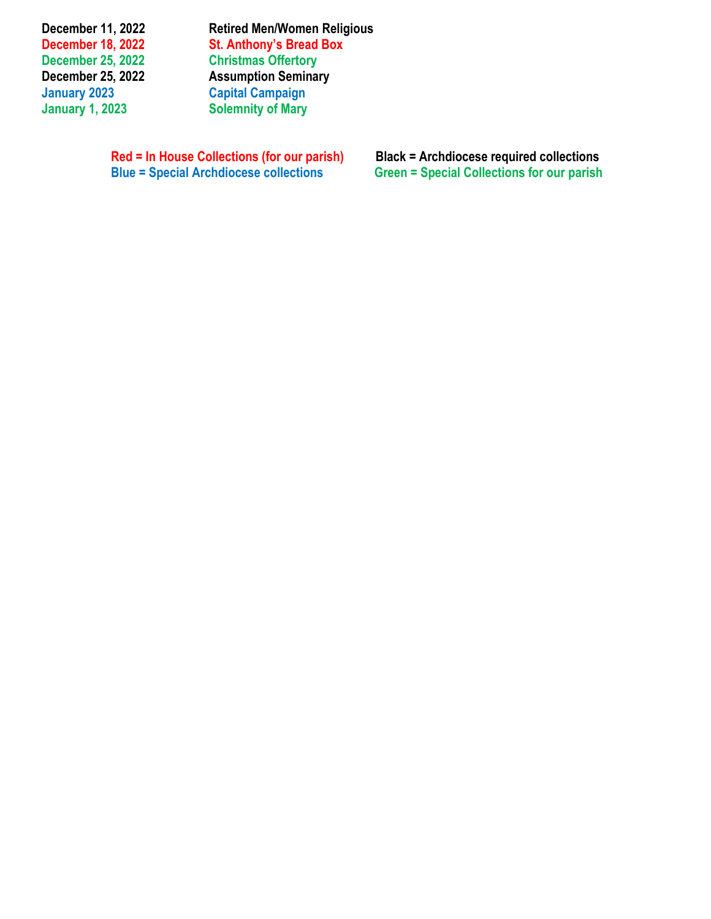| | |
|---|---|
| **December 11, 2022** | **Retired Men/Women Religious** |
| **December 18, 2022** | **St. Anthony's Bread Box** |
| **December 25, 2022** | **Christmas Offertory** |
| **December 25, 2022** | **Assumption Seminary** |
| **January 2023** | **Capital Campaign** |
| **January 1, 2023** | **Solemnity of Mary** |

**Red = In House Collections (for our parish)**
**Black = Archdiocese required collections**
**Blue = Special Archdiocese collections**
**Green = Special Collections for our parish**